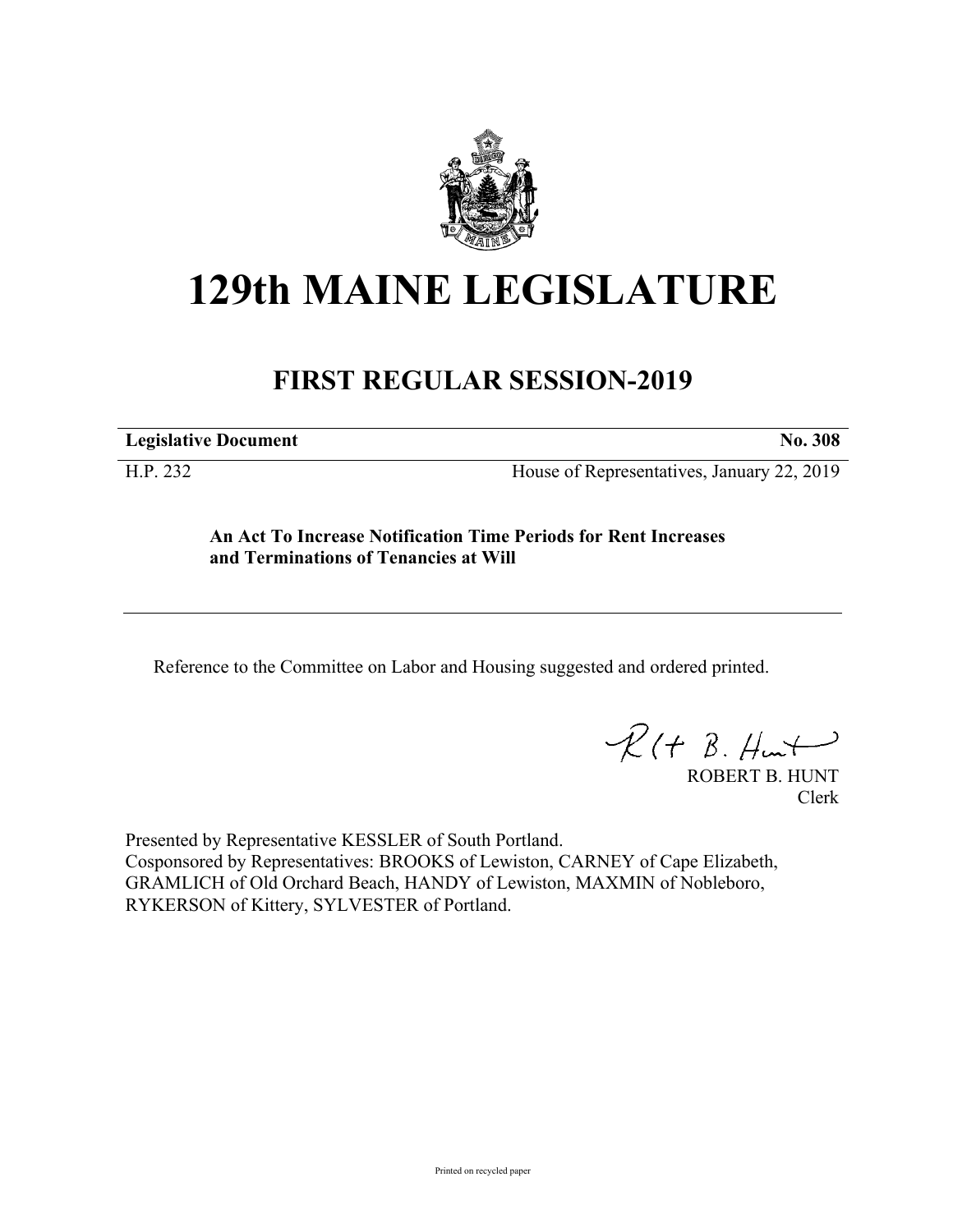# 129th MAINE LEGISLATURE

## FIRST REGULAR SESSION-2019

| **Legislative Document** | **No. 308** |
|---|---|
| H.P. 232 | House of Representatives, January 22, 2019 |

**An Act To Increase Notification Time Periods for Rent Increases and Terminations of Tenancies at Will**

---

Reference to the Committee on Labor and Housing suggested and ordered printed.

ROBERT B. HUNT
Clerk

Presented by Representative KESSLER of South Portland.
Cosponsored by Representatives: BROOKS of Lewiston, CARNEY of Cape Elizabeth, GRAMLICH of Old Orchard Beach, HANDY of Lewiston, MAXMIN of Nobleboro, RYKERSON of Kittery, SYLVESTER of Portland.

Printed on recycled paper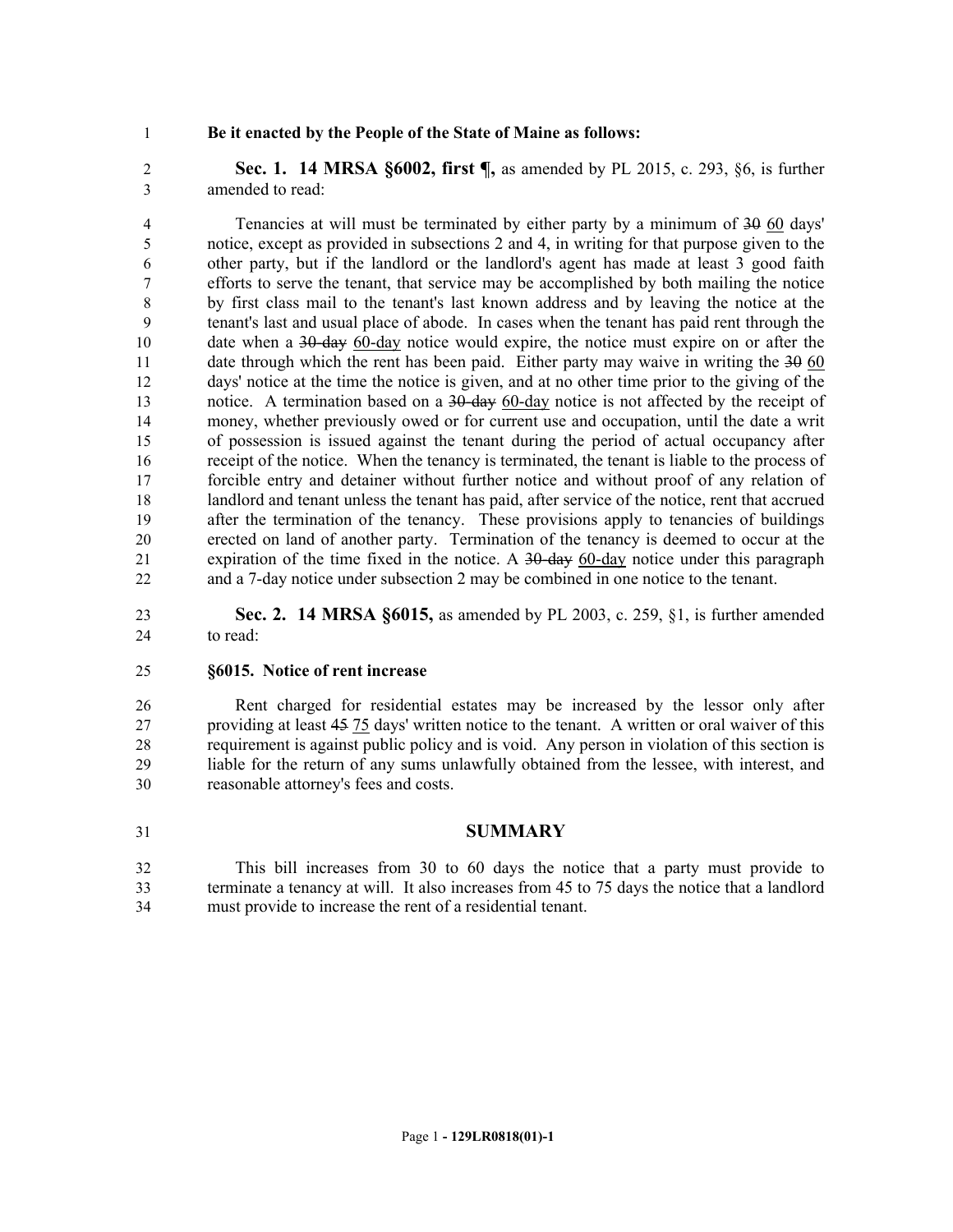**Be it enacted by the People of the State of Maine as follows:**

**Sec. 1. 14 MRSA §6002, first ¶,** as amended by PL 2015, c. 293, §6, is further amended to read:

Tenancies at will must be terminated by either party by a minimum of ~~30~~ <u>60</u> days' notice, except as provided in subsections 2 and 4, in writing for that purpose given to the other party, but if the landlord or the landlord's agent has made at least 3 good faith efforts to serve the tenant, that service may be accomplished by both mailing the notice by first class mail to the tenant's last known address and by leaving the notice at the tenant's last and usual place of abode. In cases when the tenant has paid rent through the date when a ~~30-day~~ <u>60-day</u> notice would expire, the notice must expire on or after the date through which the rent has been paid. Either party may waive in writing the ~~30~~ <u>60</u> days' notice at the time the notice is given, and at no other time prior to the giving of the notice. A termination based on a ~~30-day~~ <u>60-day</u> notice is not affected by the receipt of money, whether previously owed or for current use and occupation, until the date a writ of possession is issued against the tenant during the period of actual occupancy after receipt of the notice. When the tenancy is terminated, the tenant is liable to the process of forcible entry and detainer without further notice and without proof of any relation of landlord and tenant unless the tenant has paid, after service of the notice, rent that accrued after the termination of the tenancy. These provisions apply to tenancies of buildings erected on land of another party. Termination of the tenancy is deemed to occur at the expiration of the time fixed in the notice. A ~~30-day~~ <u>60-day</u> notice under this paragraph and a 7-day notice under subsection 2 may be combined in one notice to the tenant.

**Sec. 2. 14 MRSA §6015,** as amended by PL 2003, c. 259, §1, is further amended to read:

**§6015. Notice of rent increase**

Rent charged for residential estates may be increased by the lessor only after providing at least ~~45~~ <u>75</u> days' written notice to the tenant. A written or oral waiver of this requirement is against public policy and is void. Any person in violation of this section is liable for the return of any sums unlawfully obtained from the lessee, with interest, and reasonable attorney's fees and costs.

## SUMMARY

This bill increases from 30 to 60 days the notice that a party must provide to terminate a tenancy at will. It also increases from 45 to 75 days the notice that a landlord must provide to increase the rent of a residential tenant.